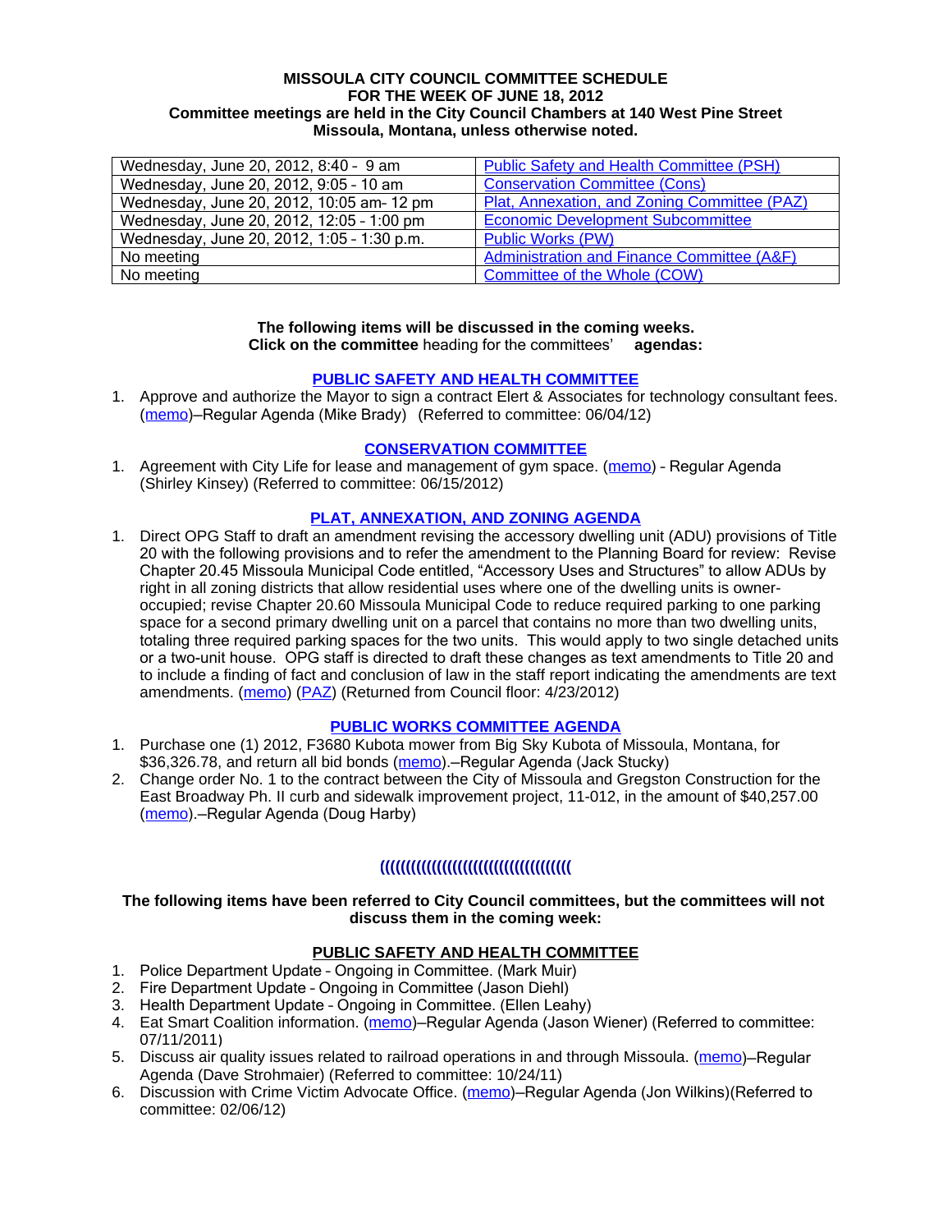**MISSOULA CITY COUNCIL COMMITTEE SCHEDULE**
**FOR THE WEEK OF JUNE 18, 2012**
**Committee meetings are held in the City Council Chambers at 140 West Pine Street**
**Missoula, Montana, unless otherwise noted.**

| | |
|---|---|
| Wednesday, June 20, 2012, 8:40 - 9 am | Public Safety and Health Committee (PSH) |
| Wednesday, June 20, 2012, 9:05 - 10 am | Conservation Committee (Cons) |
| Wednesday, June 20, 2012, 10:05 am- 12 pm | Plat, Annexation, and Zoning Committee (PAZ) |
| Wednesday, June 20, 2012, 12:05 - 1:00 pm | Economic Development Subcommittee |
| Wednesday, June 20, 2012, 1:05 - 1:30 p.m. | Public Works (PW) |
| No meeting | Administration and Finance Committee (A&F) |
| No meeting | Committee of the Whole (COW) |

**The following items will be discussed in the coming weeks.**
**Click on the committee** heading for the committees' **agendas:**

## PUBLIC SAFETY AND HEALTH COMMITTEE

1. Approve and authorize the Mayor to sign a contract Elert & Associates for technology consultant fees. (memo)–Regular Agenda (Mike Brady) (Referred to committee: 06/04/12)

## CONSERVATION COMMITTEE

1. Agreement with City Life for lease and management of gym space. (memo) - Regular Agenda (Shirley Kinsey) (Referred to committee: 06/15/2012)

## PLAT, ANNEXATION, AND ZONING AGENDA

1. Direct OPG Staff to draft an amendment revising the accessory dwelling unit (ADU) provisions of Title 20 with the following provisions and to refer the amendment to the Planning Board for review: Revise Chapter 20.45 Missoula Municipal Code entitled, "Accessory Uses and Structures" to allow ADUs by right in all zoning districts that allow residential uses where one of the dwelling units is owner-occupied; revise Chapter 20.60 Missoula Municipal Code to reduce required parking to one parking space for a second primary dwelling unit on a parcel that contains no more than two dwelling units, totaling three required parking spaces for the two units. This would apply to two single detached units or a two-unit house. OPG staff is directed to draft these changes as text amendments to Title 20 and to include a finding of fact and conclusion of law in the staff report indicating the amendments are text amendments. (memo) (PAZ) (Returned from Council floor: 4/23/2012)

## PUBLIC WORKS COMMITTEE AGENDA

1. Purchase one (1) 2012, F3680 Kubota mower from Big Sky Kubota of Missoula, Montana, for $36,326.78, and return all bid bonds (memo).–Regular Agenda (Jack Stucky)
2. Change order No. 1 to the contract between the City of Missoula and Gregston Construction for the East Broadway Ph. II curb and sidewalk improvement project, 11-012, in the amount of $40,257.00 (memo).–Regular Agenda (Doug Harby)

((((((((((((((((((((((((((((((((((((

**The following items have been referred to City Council committees, but the committees will not discuss them in the coming week:**

## PUBLIC SAFETY AND HEALTH COMMITTEE

1. Police Department Update – Ongoing in Committee. (Mark Muir)
2. Fire Department Update – Ongoing in Committee (Jason Diehl)
3. Health Department Update – Ongoing in Committee. (Ellen Leahy)
4. Eat Smart Coalition information. (memo)–Regular Agenda (Jason Wiener) (Referred to committee: 07/11/2011)
5. Discuss air quality issues related to railroad operations in and through Missoula. (memo)–Regular Agenda (Dave Strohmaier) (Referred to committee: 10/24/11)
6. Discussion with Crime Victim Advocate Office. (memo)–Regular Agenda (Jon Wilkins)(Referred to committee: 02/06/12)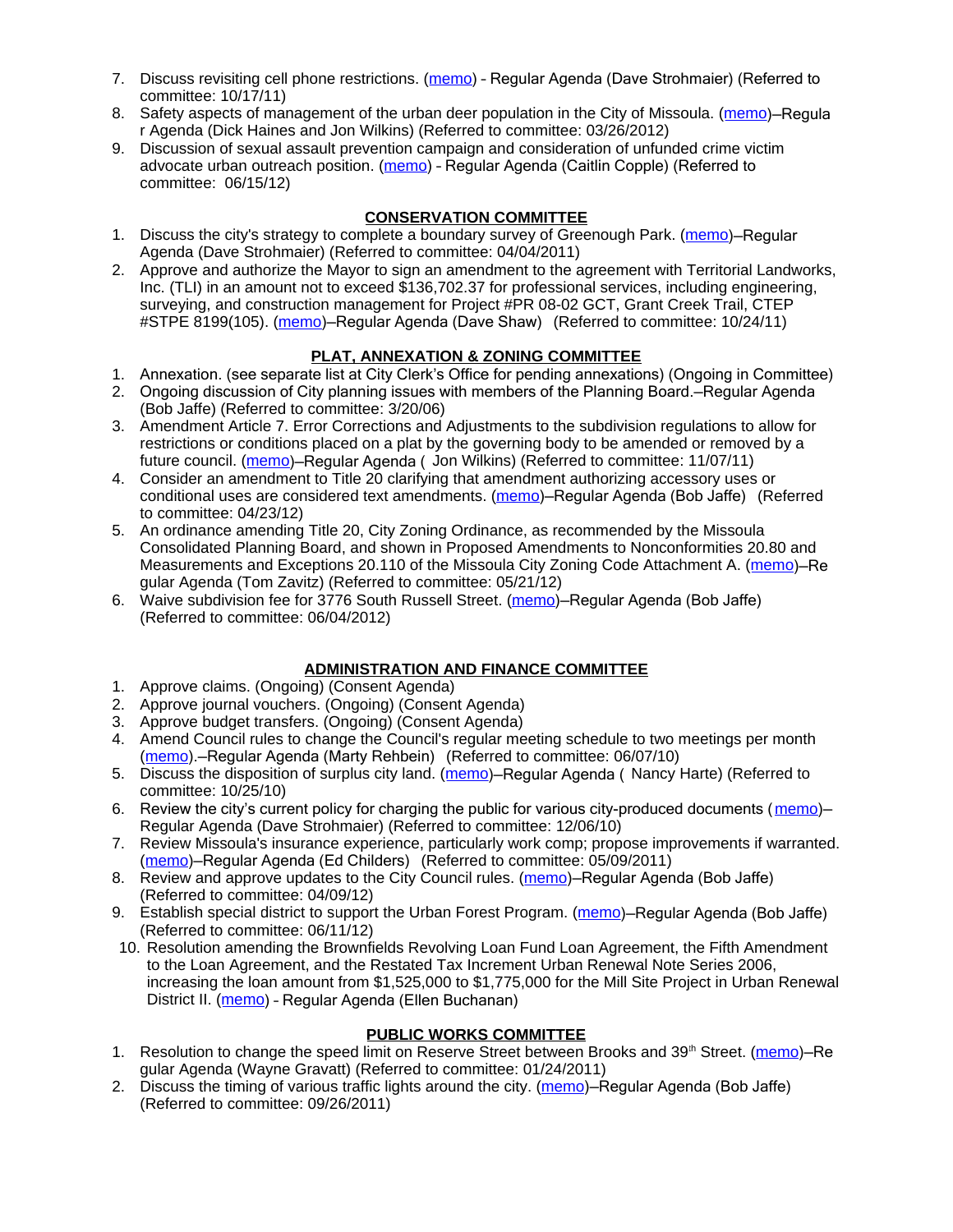7. Discuss revisiting cell phone restrictions. (memo) - Regular Agenda (Dave Strohmaier) (Referred to committee: 10/17/11)
8. Safety aspects of management of the urban deer population in the City of Missoula. (memo)–Regular Agenda (Dick Haines and Jon Wilkins) (Referred to committee: 03/26/2012)
9. Discussion of sexual assault prevention campaign and consideration of unfunded crime victim advocate urban outreach position. (memo) - Regular Agenda (Caitlin Copple) (Referred to committee: 06/15/12)

## CONSERVATION COMMITTEE

1. Discuss the city's strategy to complete a boundary survey of Greenough Park. (memo)–Regular Agenda (Dave Strohmaier) (Referred to committee: 04/04/2011)
2. Approve and authorize the Mayor to sign an amendment to the agreement with Territorial Landworks, Inc. (TLI) in an amount not to exceed $136,702.37 for professional services, including engineering, surveying, and construction management for Project #PR 08-02 GCT, Grant Creek Trail, CTEP #STPE 8199(105). (memo)–Regular Agenda (Dave Shaw) (Referred to committee: 10/24/11)

## PLAT, ANNEXATION & ZONING COMMITTEE

1. Annexation. (see separate list at City Clerk's Office for pending annexations) (Ongoing in Committee)
2. Ongoing discussion of City planning issues with members of the Planning Board.–Regular Agenda (Bob Jaffe) (Referred to committee: 3/20/06)
3. Amendment Article 7. Error Corrections and Adjustments to the subdivision regulations to allow for restrictions or conditions placed on a plat by the governing body to be amended or removed by a future council. (memo)–Regular Agenda ( Jon Wilkins) (Referred to committee: 11/07/11)
4. Consider an amendment to Title 20 clarifying that amendment authorizing accessory uses or conditional uses are considered text amendments. (memo)–Regular Agenda (Bob Jaffe) (Referred to committee: 04/23/12)
5. An ordinance amending Title 20, City Zoning Ordinance, as recommended by the Missoula Consolidated Planning Board, and shown in Proposed Amendments to Nonconformities 20.80 and Measurements and Exceptions 20.110 of the Missoula City Zoning Code Attachment A. (memo)–Regular Agenda (Tom Zavitz) (Referred to committee: 05/21/12)
6. Waive subdivision fee for 3776 South Russell Street. (memo)–Regular Agenda (Bob Jaffe) (Referred to committee: 06/04/2012)

## ADMINISTRATION AND FINANCE COMMITTEE

1. Approve claims. (Ongoing) (Consent Agenda)
2. Approve journal vouchers. (Ongoing) (Consent Agenda)
3. Approve budget transfers. (Ongoing) (Consent Agenda)
4. Amend Council rules to change the Council's regular meeting schedule to two meetings per month (memo).–Regular Agenda (Marty Rehbein) (Referred to committee: 06/07/10)
5. Discuss the disposition of surplus city land. (memo)–Regular Agenda ( Nancy Harte) (Referred to committee: 10/25/10)
6. Review the city's current policy for charging the public for various city-produced documents (memo)–Regular Agenda (Dave Strohmaier) (Referred to committee: 12/06/10)
7. Review Missoula's insurance experience, particularly work comp; propose improvements if warranted. (memo)–Regular Agenda (Ed Childers) (Referred to committee: 05/09/2011)
8. Review and approve updates to the City Council rules. (memo)–Regular Agenda (Bob Jaffe) (Referred to committee: 04/09/12)
9. Establish special district to support the Urban Forest Program. (memo)–Regular Agenda (Bob Jaffe) (Referred to committee: 06/11/12)
10. Resolution amending the Brownfields Revolving Loan Fund Loan Agreement, the Fifth Amendment to the Loan Agreement, and the Restated Tax Increment Urban Renewal Note Series 2006, increasing the loan amount from $1,525,000 to $1,775,000 for the Mill Site Project in Urban Renewal District II. (memo) - Regular Agenda (Ellen Buchanan)

## PUBLIC WORKS COMMITTEE

1. Resolution to change the speed limit on Reserve Street between Brooks and 39th Street. (memo)–Regular Agenda (Wayne Gravatt) (Referred to committee: 01/24/2011)
2. Discuss the timing of various traffic lights around the city. (memo)–Regular Agenda (Bob Jaffe) (Referred to committee: 09/26/2011)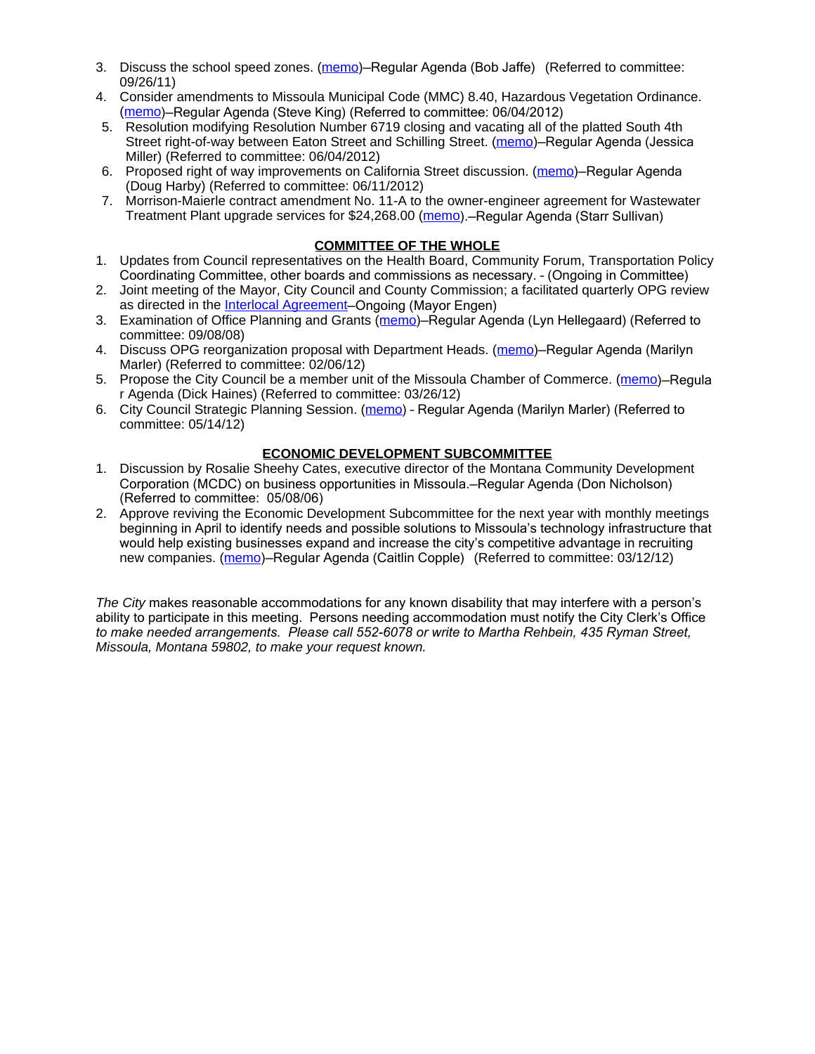3. Discuss the school speed zones. (memo)–Regular Agenda (Bob Jaffe) (Referred to committee: 09/26/11)
4. Consider amendments to Missoula Municipal Code (MMC) 8.40, Hazardous Vegetation Ordinance. (memo)–Regular Agenda (Steve King) (Referred to committee: 06/04/2012)
5. Resolution modifying Resolution Number 6719 closing and vacating all of the platted South 4th Street right-of-way between Eaton Street and Schilling Street. (memo)–Regular Agenda (Jessica Miller) (Referred to committee: 06/04/2012)
6. Proposed right of way improvements on California Street discussion. (memo)–Regular Agenda (Doug Harby) (Referred to committee: 06/11/2012)
7. Morrison-Maierle contract amendment No. 11-A to the owner-engineer agreement for Wastewater Treatment Plant upgrade services for $24,268.00 (memo).–Regular Agenda (Starr Sullivan)

**COMMITTEE OF THE WHOLE**

1. Updates from Council representatives on the Health Board, Community Forum, Transportation Policy Coordinating Committee, other boards and commissions as necessary. - (Ongoing in Committee)
2. Joint meeting of the Mayor, City Council and County Commission; a facilitated quarterly OPG review as directed in the Interlocal Agreement–Ongoing (Mayor Engen)
3. Examination of Office Planning and Grants (memo)–Regular Agenda (Lyn Hellegaard) (Referred to committee: 09/08/08)
4. Discuss OPG reorganization proposal with Department Heads. (memo)–Regular Agenda (Marilyn Marler) (Referred to committee: 02/06/12)
5. Propose the City Council be a member unit of the Missoula Chamber of Commerce. (memo)–Regular Agenda (Dick Haines) (Referred to committee: 03/26/12)
6. City Council Strategic Planning Session. (memo) - Regular Agenda (Marilyn Marler) (Referred to committee: 05/14/12)

**ECONOMIC DEVELOPMENT SUBCOMMITTEE**

1. Discussion by Rosalie Sheehy Cates, executive director of the Montana Community Development Corporation (MCDC) on business opportunities in Missoula.–Regular Agenda (Don Nicholson) (Referred to committee: 05/08/06)
2. Approve reviving the Economic Development Subcommittee for the next year with monthly meetings beginning in April to identify needs and possible solutions to Missoula's technology infrastructure that would help existing businesses expand and increase the city's competitive advantage in recruiting new companies. (memo)–Regular Agenda (Caitlin Copple) (Referred to committee: 03/12/12)

*The City* makes reasonable accommodations for any known disability that may interfere with a person's ability to participate in this meeting. Persons needing accommodation must notify the City Clerk's Office *to make needed arrangements. Please call 552-6078 or write to Martha Rehbein, 435 Ryman Street, Missoula, Montana 59802, to make your request known.*